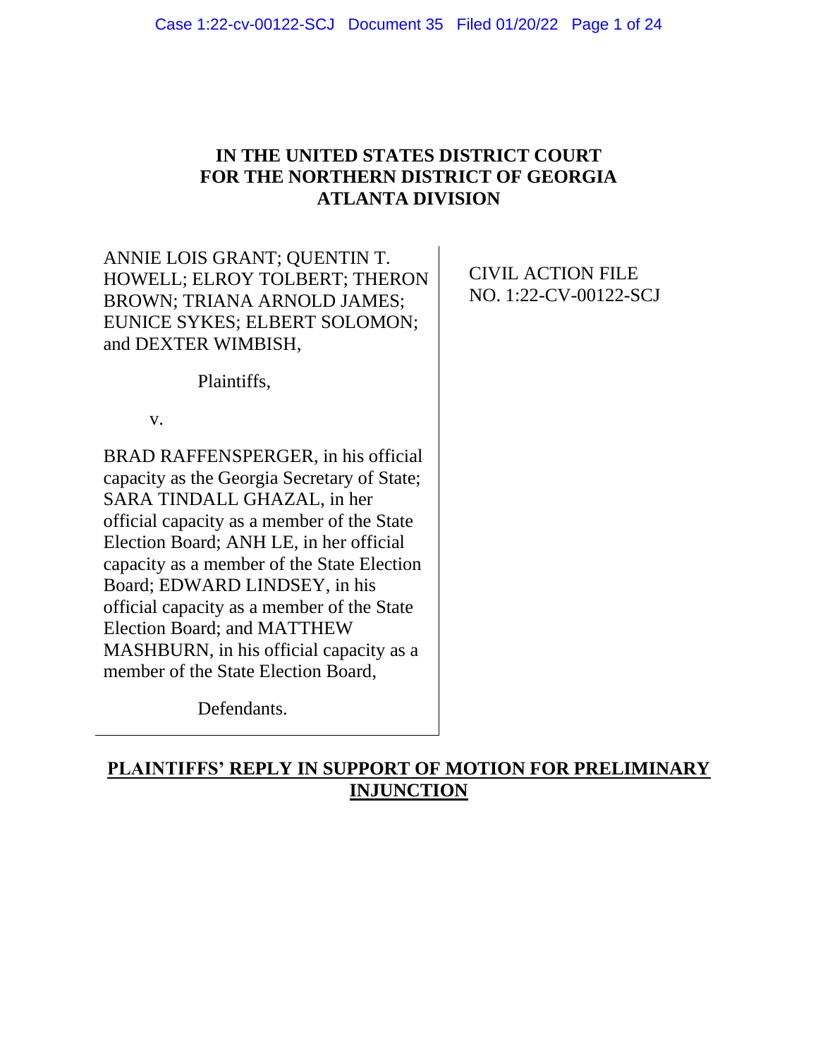**IN THE UNITED STATES DISTRICT COURT**
**FOR THE NORTHERN DISTRICT OF GEORGIA**
**ATLANTA DIVISION**

ANNIE LOIS GRANT; QUENTIN T. HOWELL; ELROY TOLBERT; THERON BROWN; TRIANA ARNOLD JAMES; EUNICE SYKES; ELBERT SOLOMON; and DEXTER WIMBISH,

Plaintiffs,

v.

BRAD RAFFENSPERGER, in his official capacity as the Georgia Secretary of State; SARA TINDALL GHAZAL, in her official capacity as a member of the State Election Board; ANH LE, in her official capacity as a member of the State Election Board; EDWARD LINDSEY, in his official capacity as a member of the State Election Board; and MATTHEW MASHBURN, in his official capacity as a member of the State Election Board,

Defendants.

CIVIL ACTION FILE
NO. 1:22-CV-00122-SCJ

**PLAINTIFFS' REPLY IN SUPPORT OF MOTION FOR PRELIMINARY INJUNCTION**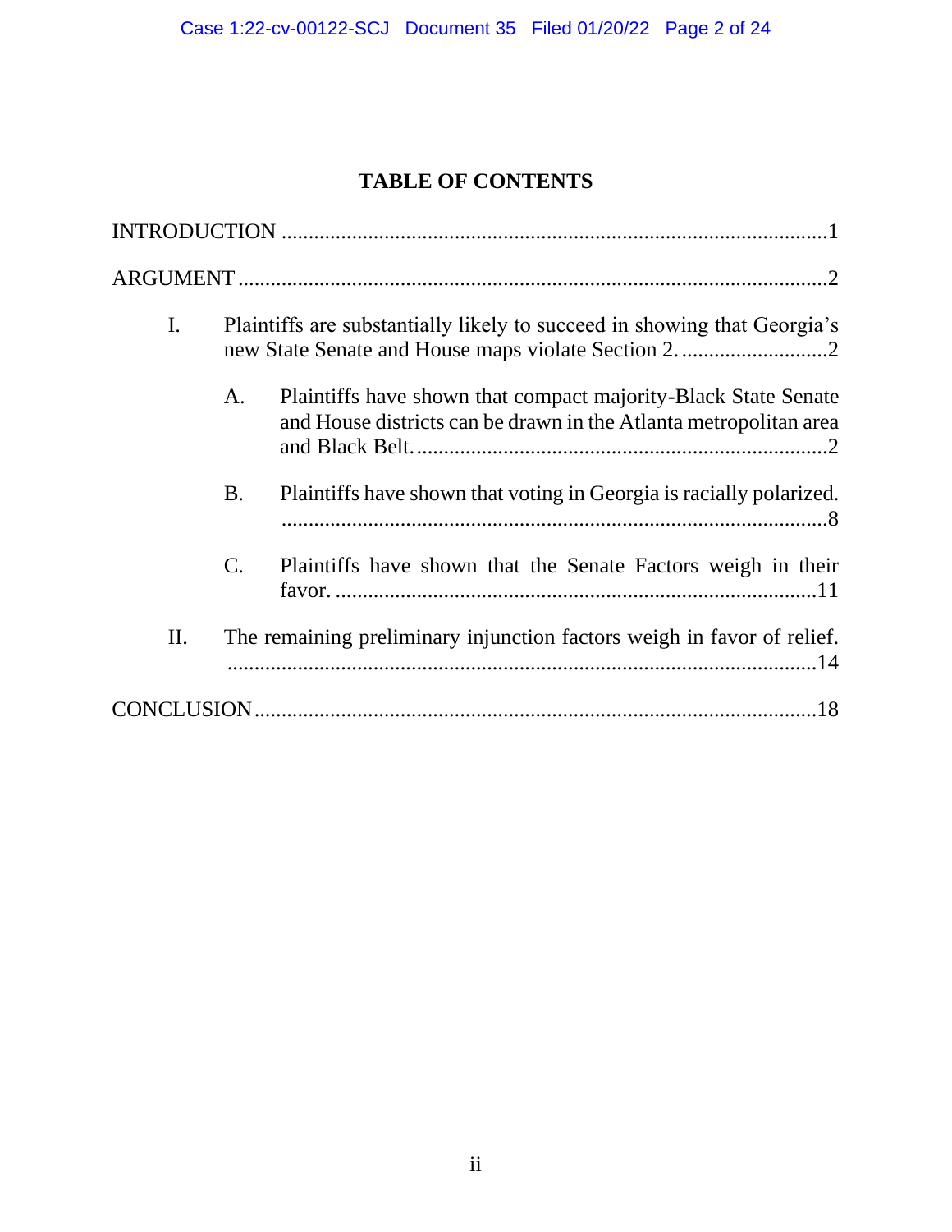## TABLE OF CONTENTS

INTRODUCTION ....................................................................................................1

ARGUMENT ...........................................................................................................2

- I. Plaintiffs are substantially likely to succeed in showing that Georgia's new State Senate and House maps violate Section 2. ..........................2
  - A. Plaintiffs have shown that compact majority-Black State Senate and House districts can be drawn in the Atlanta metropolitan area and Black Belt. ..........................................................................2
  - B. Plaintiffs have shown that voting in Georgia is racially polarized. ....................................................................................................8
  - C. Plaintiffs have shown that the Senate Factors weigh in their favor. ........................................................................................11
- II. The remaining preliminary injunction factors weigh in favor of relief. ............................................................................................................14

CONCLUSION......................................................................................................18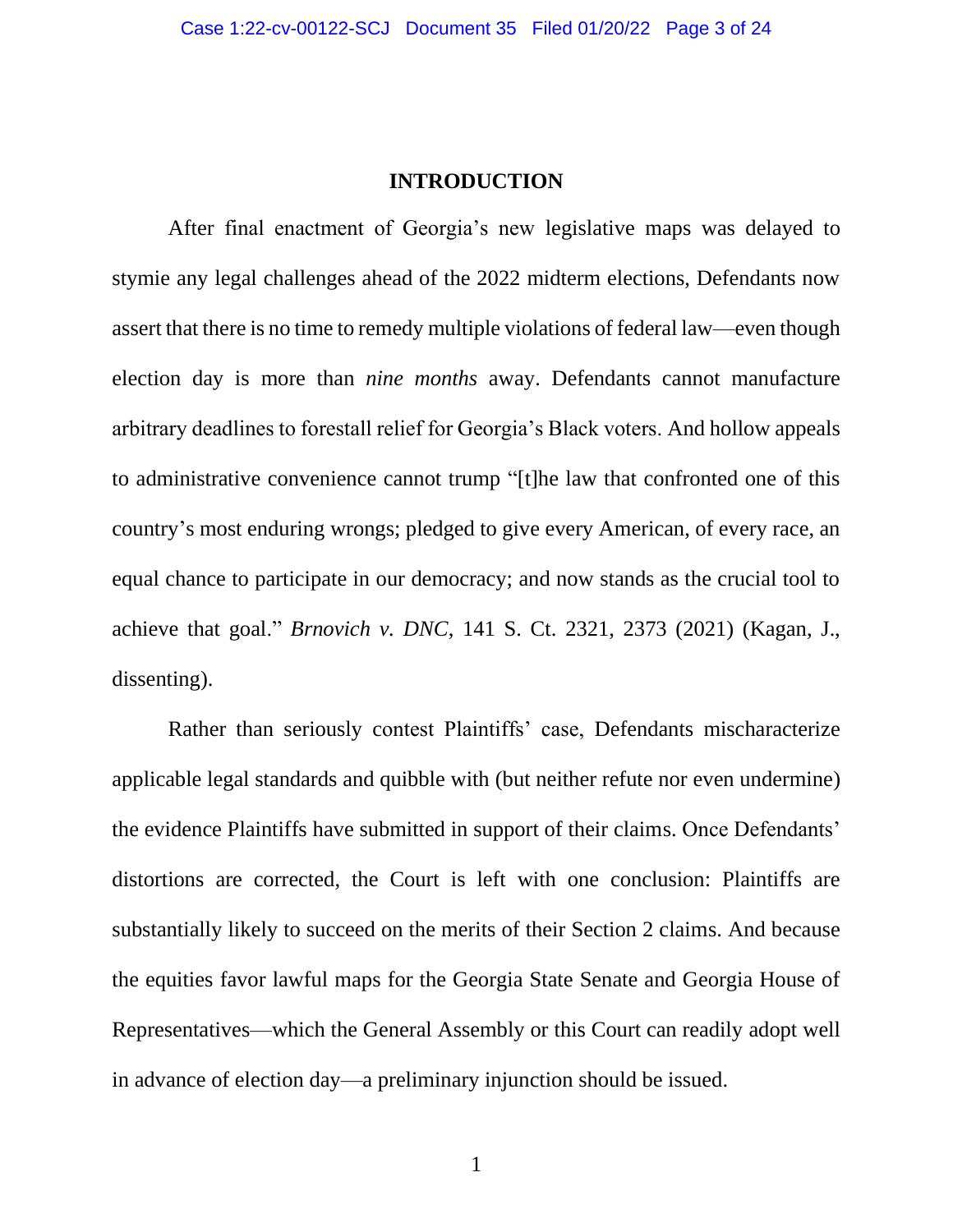## INTRODUCTION

After final enactment of Georgia's new legislative maps was delayed to stymie any legal challenges ahead of the 2022 midterm elections, Defendants now assert that there is no time to remedy multiple violations of federal law—even though election day is more than *nine months* away. Defendants cannot manufacture arbitrary deadlines to forestall relief for Georgia's Black voters. And hollow appeals to administrative convenience cannot trump "[t]he law that confronted one of this country's most enduring wrongs; pledged to give every American, of every race, an equal chance to participate in our democracy; and now stands as the crucial tool to achieve that goal." *Brnovich v. DNC*, 141 S. Ct. 2321, 2373 (2021) (Kagan, J., dissenting).

Rather than seriously contest Plaintiffs' case, Defendants mischaracterize applicable legal standards and quibble with (but neither refute nor even undermine) the evidence Plaintiffs have submitted in support of their claims. Once Defendants' distortions are corrected, the Court is left with one conclusion: Plaintiffs are substantially likely to succeed on the merits of their Section 2 claims. And because the equities favor lawful maps for the Georgia State Senate and Georgia House of Representatives—which the General Assembly or this Court can readily adopt well in advance of election day—a preliminary injunction should be issued.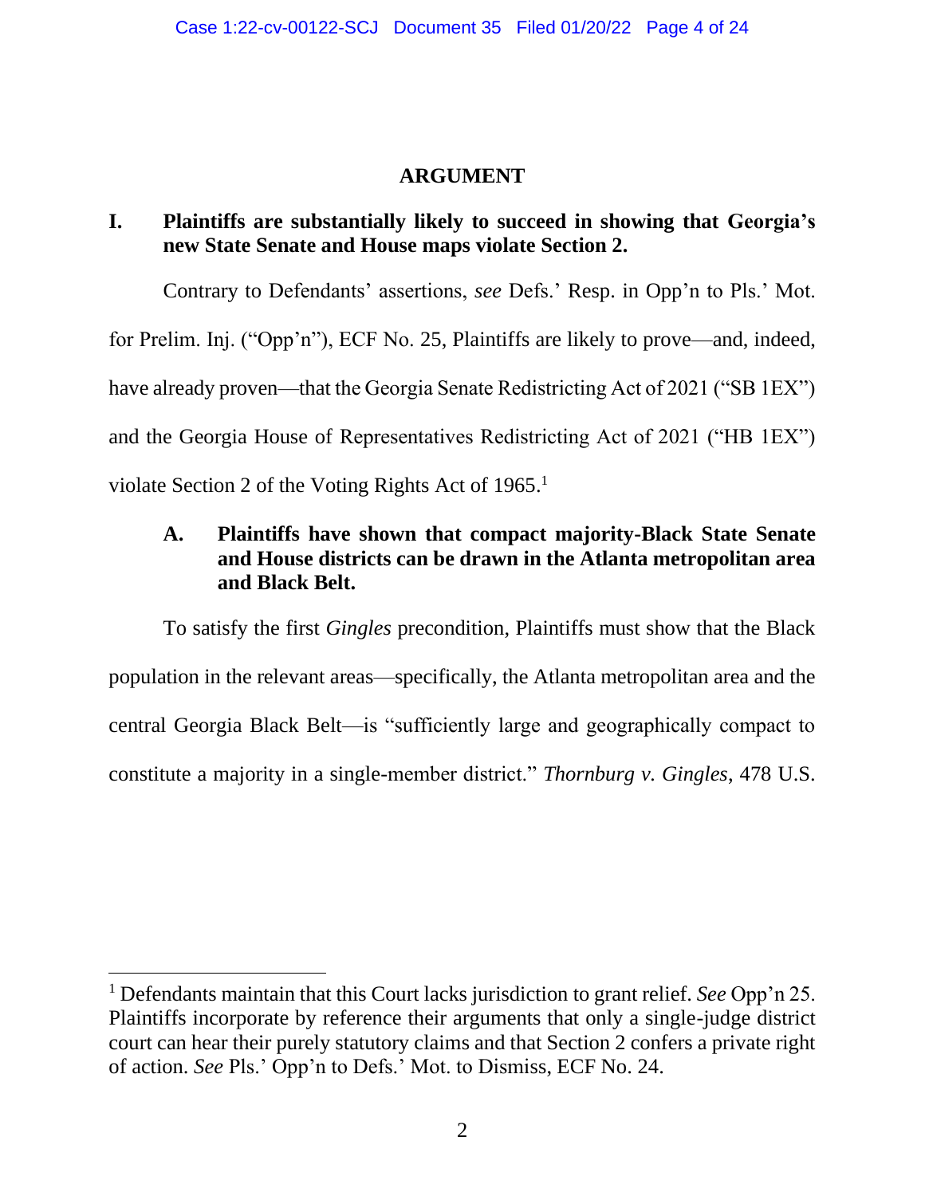## ARGUMENT

### I. Plaintiffs are substantially likely to succeed in showing that Georgia's new State Senate and House maps violate Section 2.

Contrary to Defendants' assertions, *see* Defs.' Resp. in Opp'n to Pls.' Mot. for Prelim. Inj. ("Opp'n"), ECF No. 25, Plaintiffs are likely to prove—and, indeed, have already proven—that the Georgia Senate Redistricting Act of 2021 ("SB 1EX") and the Georgia House of Representatives Redistricting Act of 2021 ("HB 1EX") violate Section 2 of the Voting Rights Act of 1965.[1]

#### A. Plaintiffs have shown that compact majority-Black State Senate and House districts can be drawn in the Atlanta metropolitan area and Black Belt.

To satisfy the first *Gingles* precondition, Plaintiffs must show that the Black population in the relevant areas—specifically, the Atlanta metropolitan area and the central Georgia Black Belt—is "sufficiently large and geographically compact to constitute a majority in a single-member district." *Thornburg v. Gingles*, 478 U.S.

---

[1] Defendants maintain that this Court lacks jurisdiction to grant relief. *See* Opp'n 25. Plaintiffs incorporate by reference their arguments that only a single-judge district court can hear their purely statutory claims and that Section 2 confers a private right of action. *See* Pls.' Opp'n to Defs.' Mot. to Dismiss, ECF No. 24.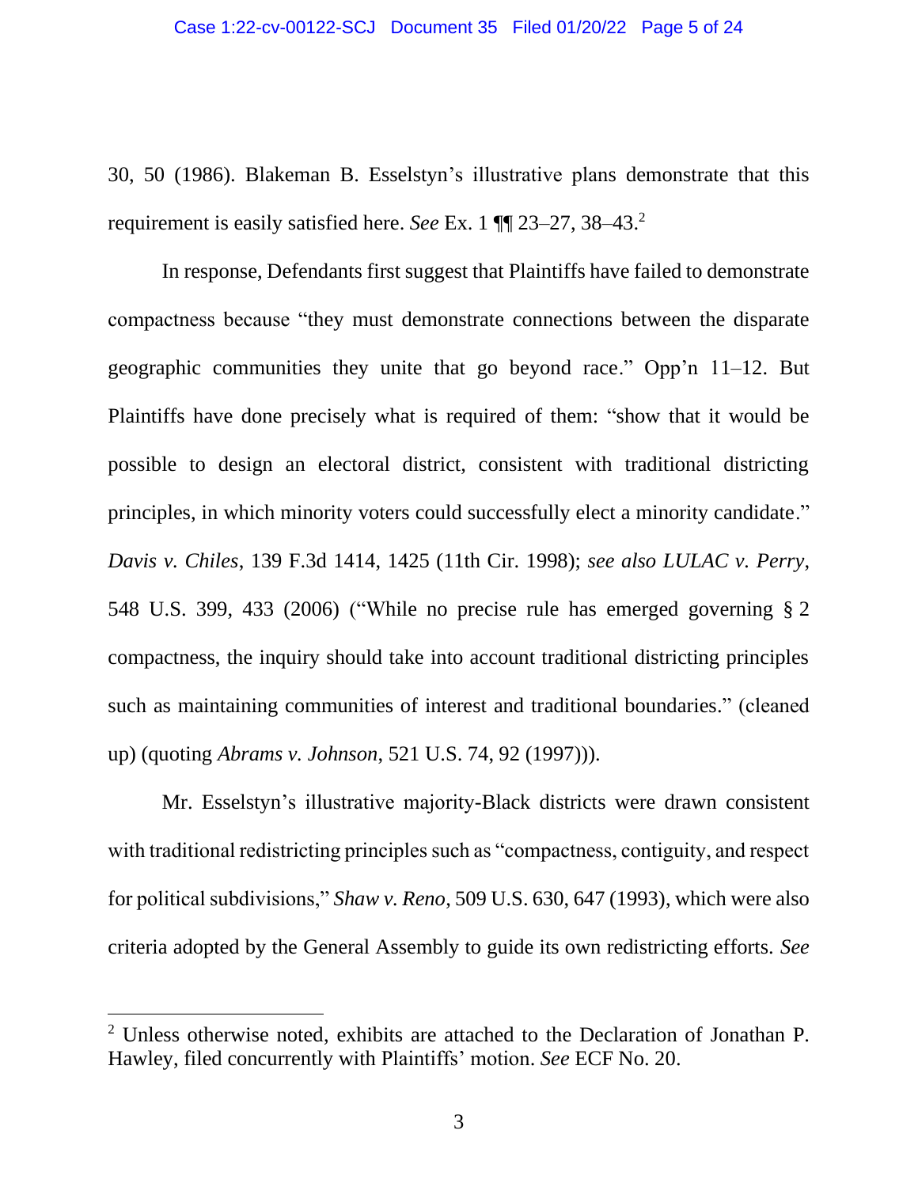30, 50 (1986). Blakeman B. Esselstyn's illustrative plans demonstrate that this requirement is easily satisfied here. *See* Ex. 1 ¶¶ 23–27, 38–43.[2]

In response, Defendants first suggest that Plaintiffs have failed to demonstrate compactness because "they must demonstrate connections between the disparate geographic communities they unite that go beyond race." Opp'n 11–12. But Plaintiffs have done precisely what is required of them: "show that it would be possible to design an electoral district, consistent with traditional districting principles, in which minority voters could successfully elect a minority candidate." *Davis v. Chiles*, 139 F.3d 1414, 1425 (11th Cir. 1998); *see also LULAC v. Perry*, 548 U.S. 399, 433 (2006) ("While no precise rule has emerged governing § 2 compactness, the inquiry should take into account traditional districting principles such as maintaining communities of interest and traditional boundaries." (cleaned up) (quoting *Abrams v. Johnson*, 521 U.S. 74, 92 (1997))).

Mr. Esselstyn's illustrative majority-Black districts were drawn consistent with traditional redistricting principles such as "compactness, contiguity, and respect for political subdivisions," *Shaw v. Reno*, 509 U.S. 630, 647 (1993), which were also criteria adopted by the General Assembly to guide its own redistricting efforts. *See*

---

[2] Unless otherwise noted, exhibits are attached to the Declaration of Jonathan P. Hawley, filed concurrently with Plaintiffs' motion. *See* ECF No. 20.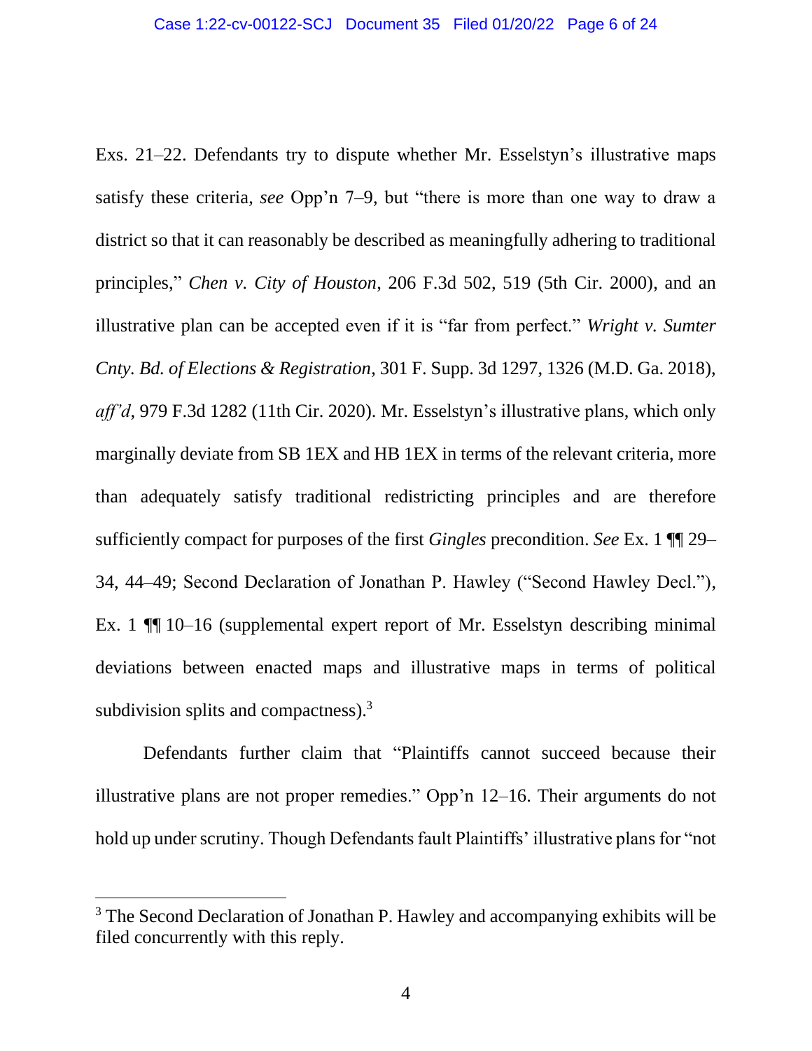Exs. 21–22. Defendants try to dispute whether Mr. Esselstyn's illustrative maps satisfy these criteria, *see* Opp'n 7–9, but "there is more than one way to draw a district so that it can reasonably be described as meaningfully adhering to traditional principles," *Chen v. City of Houston*, 206 F.3d 502, 519 (5th Cir. 2000), and an illustrative plan can be accepted even if it is "far from perfect." *Wright v. Sumter Cnty. Bd. of Elections & Registration*, 301 F. Supp. 3d 1297, 1326 (M.D. Ga. 2018), *aff'd*, 979 F.3d 1282 (11th Cir. 2020). Mr. Esselstyn's illustrative plans, which only marginally deviate from SB 1EX and HB 1EX in terms of the relevant criteria, more than adequately satisfy traditional redistricting principles and are therefore sufficiently compact for purposes of the first *Gingles* precondition. *See* Ex. 1 ¶¶ 29–34, 44–49; Second Declaration of Jonathan P. Hawley ("Second Hawley Decl."), Ex. 1 ¶¶ 10–16 (supplemental expert report of Mr. Esselstyn describing minimal deviations between enacted maps and illustrative maps in terms of political subdivision splits and compactness).[3]

Defendants further claim that "Plaintiffs cannot succeed because their illustrative plans are not proper remedies." Opp'n 12–16. Their arguments do not hold up under scrutiny. Though Defendants fault Plaintiffs' illustrative plans for "not

---

[3] The Second Declaration of Jonathan P. Hawley and accompanying exhibits will be filed concurrently with this reply.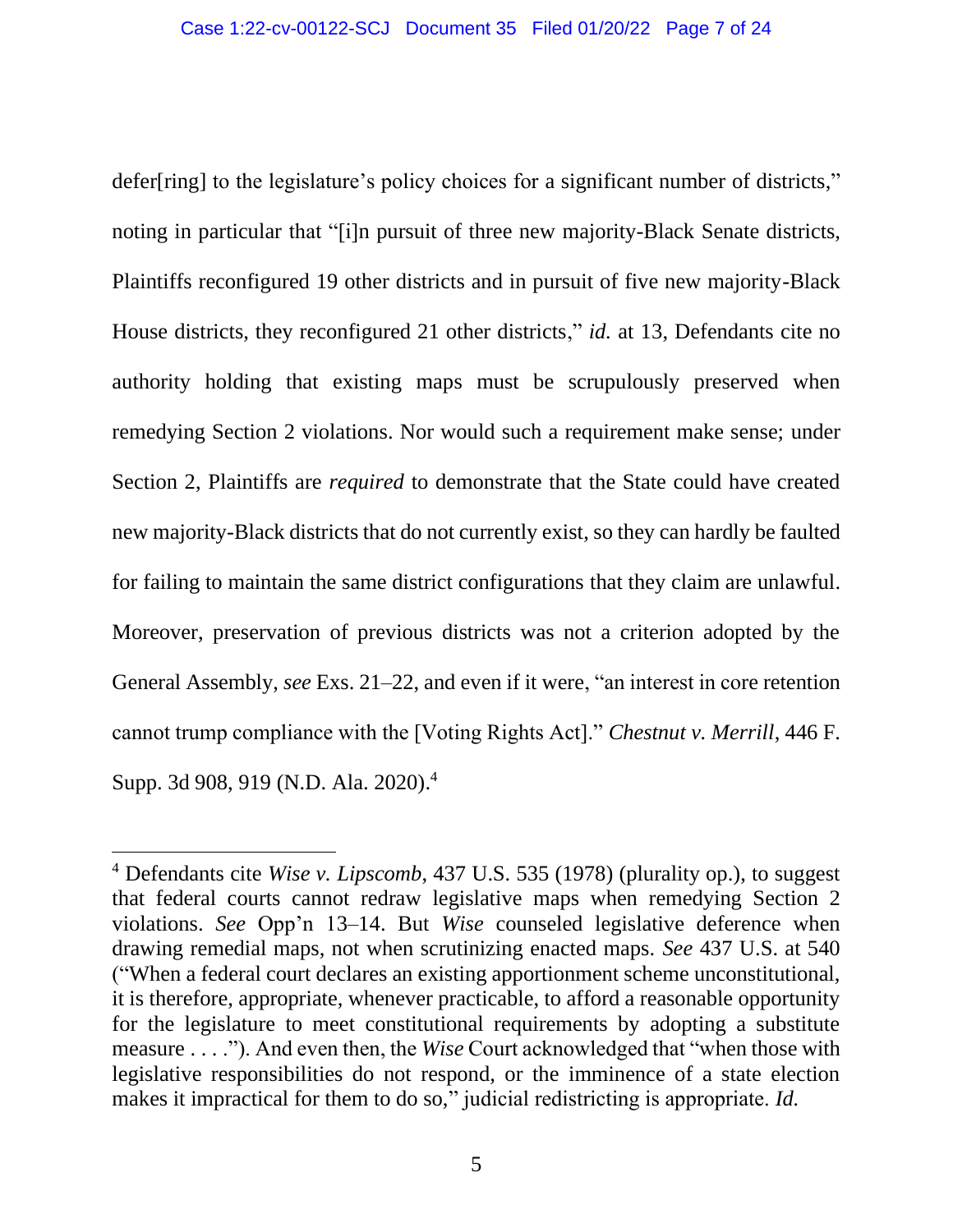defer[ring] to the legislature's policy choices for a significant number of districts," noting in particular that "[i]n pursuit of three new majority-Black Senate districts, Plaintiffs reconfigured 19 other districts and in pursuit of five new majority-Black House districts, they reconfigured 21 other districts," *id.* at 13, Defendants cite no authority holding that existing maps must be scrupulously preserved when remedying Section 2 violations. Nor would such a requirement make sense; under Section 2, Plaintiffs are *required* to demonstrate that the State could have created new majority-Black districts that do not currently exist, so they can hardly be faulted for failing to maintain the same district configurations that they claim are unlawful. Moreover, preservation of previous districts was not a criterion adopted by the General Assembly, *see* Exs. 21–22, and even if it were, "an interest in core retention cannot trump compliance with the [Voting Rights Act]." *Chestnut v. Merrill*, 446 F. Supp. 3d 908, 919 (N.D. Ala. 2020).[4]

[4] Defendants cite *Wise v. Lipscomb*, 437 U.S. 535 (1978) (plurality op.), to suggest that federal courts cannot redraw legislative maps when remedying Section 2 violations. *See* Opp'n 13–14. But *Wise* counseled legislative deference when drawing remedial maps, not when scrutinizing enacted maps. *See* 437 U.S. at 540 ("When a federal court declares an existing apportionment scheme unconstitutional, it is therefore, appropriate, whenever practicable, to afford a reasonable opportunity for the legislature to meet constitutional requirements by adopting a substitute measure . . . ."). And even then, the *Wise* Court acknowledged that "when those with legislative responsibilities do not respond, or the imminence of a state election makes it impractical for them to do so," judicial redistricting is appropriate. *Id.*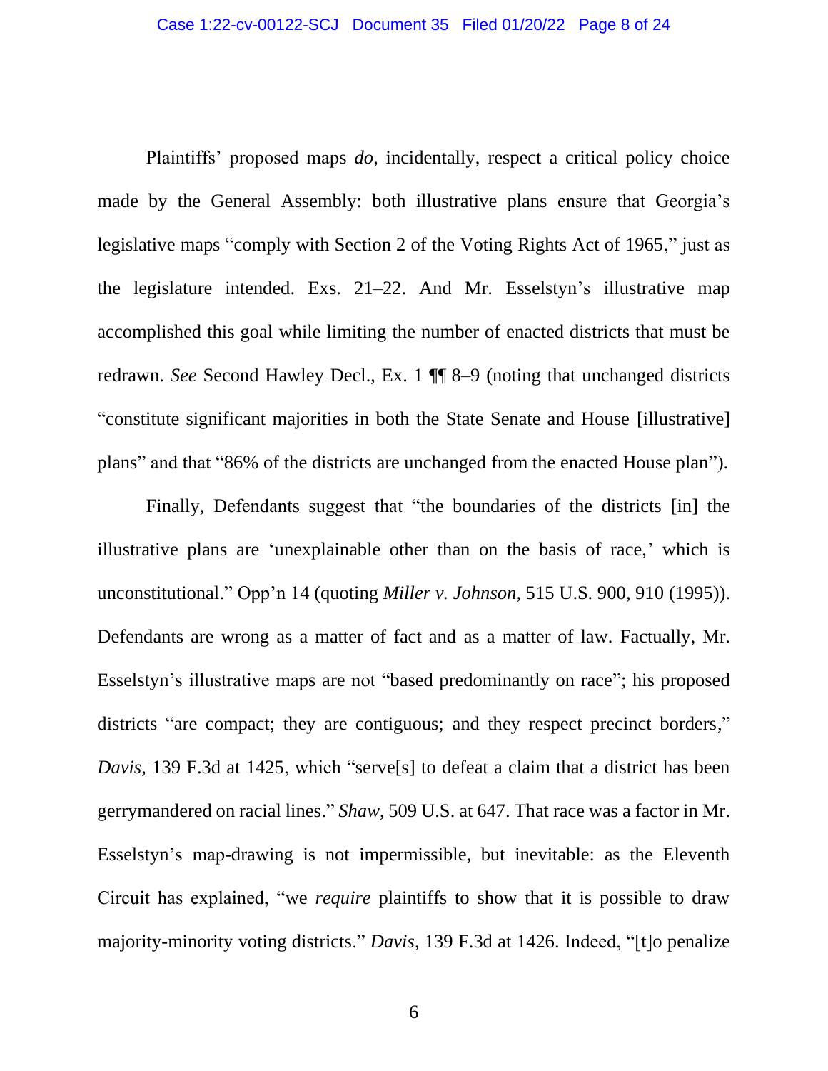Plaintiffs' proposed maps *do*, incidentally, respect a critical policy choice made by the General Assembly: both illustrative plans ensure that Georgia's legislative maps "comply with Section 2 of the Voting Rights Act of 1965," just as the legislature intended. Exs. 21–22. And Mr. Esselstyn's illustrative map accomplished this goal while limiting the number of enacted districts that must be redrawn. *See* Second Hawley Decl., Ex. 1 ¶¶ 8–9 (noting that unchanged districts "constitute significant majorities in both the State Senate and House [illustrative] plans" and that "86% of the districts are unchanged from the enacted House plan").

Finally, Defendants suggest that "the boundaries of the districts [in] the illustrative plans are 'unexplainable other than on the basis of race,' which is unconstitutional." Opp'n 14 (quoting *Miller v. Johnson*, 515 U.S. 900, 910 (1995)). Defendants are wrong as a matter of fact and as a matter of law. Factually, Mr. Esselstyn's illustrative maps are not "based predominantly on race"; his proposed districts "are compact; they are contiguous; and they respect precinct borders," *Davis*, 139 F.3d at 1425, which "serve[s] to defeat a claim that a district has been gerrymandered on racial lines." *Shaw*, 509 U.S. at 647. That race was a factor in Mr. Esselstyn's map-drawing is not impermissible, but inevitable: as the Eleventh Circuit has explained, "we *require* plaintiffs to show that it is possible to draw majority-minority voting districts." *Davis*, 139 F.3d at 1426. Indeed, "[t]o penalize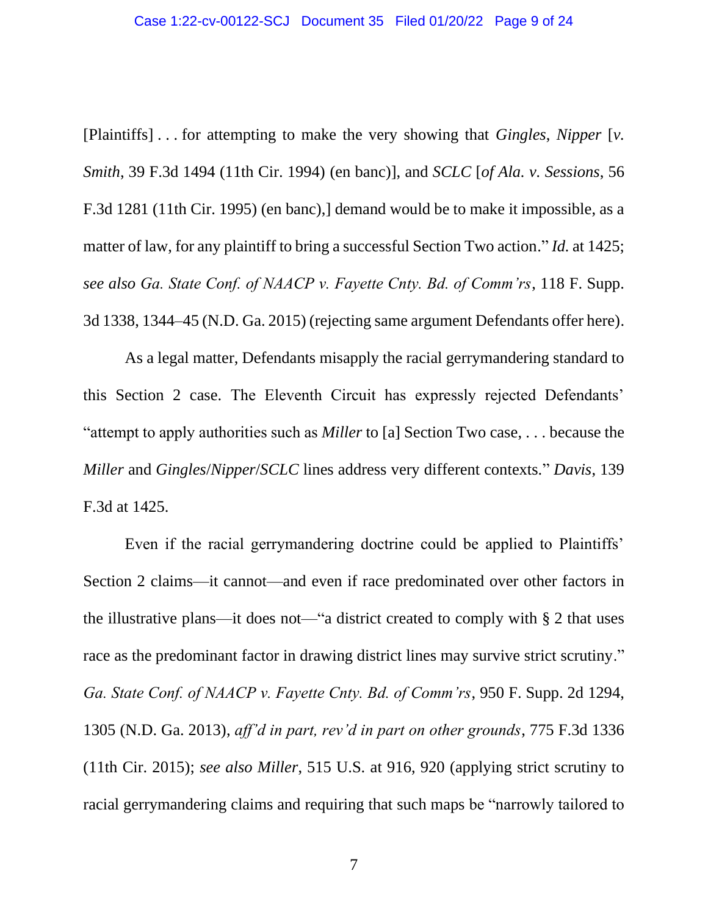[Plaintiffs] . . . for attempting to make the very showing that *Gingles*, *Nipper* [*v. Smith*, 39 F.3d 1494 (11th Cir. 1994) (en banc)], and *SCLC* [*of Ala. v. Sessions*, 56 F.3d 1281 (11th Cir. 1995) (en banc),] demand would be to make it impossible, as a matter of law, for any plaintiff to bring a successful Section Two action." *Id.* at 1425; *see also Ga. State Conf. of NAACP v. Fayette Cnty. Bd. of Comm'rs*, 118 F. Supp. 3d 1338, 1344–45 (N.D. Ga. 2015) (rejecting same argument Defendants offer here).

As a legal matter, Defendants misapply the racial gerrymandering standard to this Section 2 case. The Eleventh Circuit has expressly rejected Defendants' "attempt to apply authorities such as *Miller* to [a] Section Two case, . . . because the *Miller* and *Gingles*/*Nipper*/*SCLC* lines address very different contexts." *Davis*, 139 F.3d at 1425.

Even if the racial gerrymandering doctrine could be applied to Plaintiffs' Section 2 claims—it cannot—and even if race predominated over other factors in the illustrative plans—it does not—"a district created to comply with § 2 that uses race as the predominant factor in drawing district lines may survive strict scrutiny." *Ga. State Conf. of NAACP v. Fayette Cnty. Bd. of Comm'rs*, 950 F. Supp. 2d 1294, 1305 (N.D. Ga. 2013), *aff'd in part, rev'd in part on other grounds*, 775 F.3d 1336 (11th Cir. 2015); *see also Miller*, 515 U.S. at 916, 920 (applying strict scrutiny to racial gerrymandering claims and requiring that such maps be "narrowly tailored to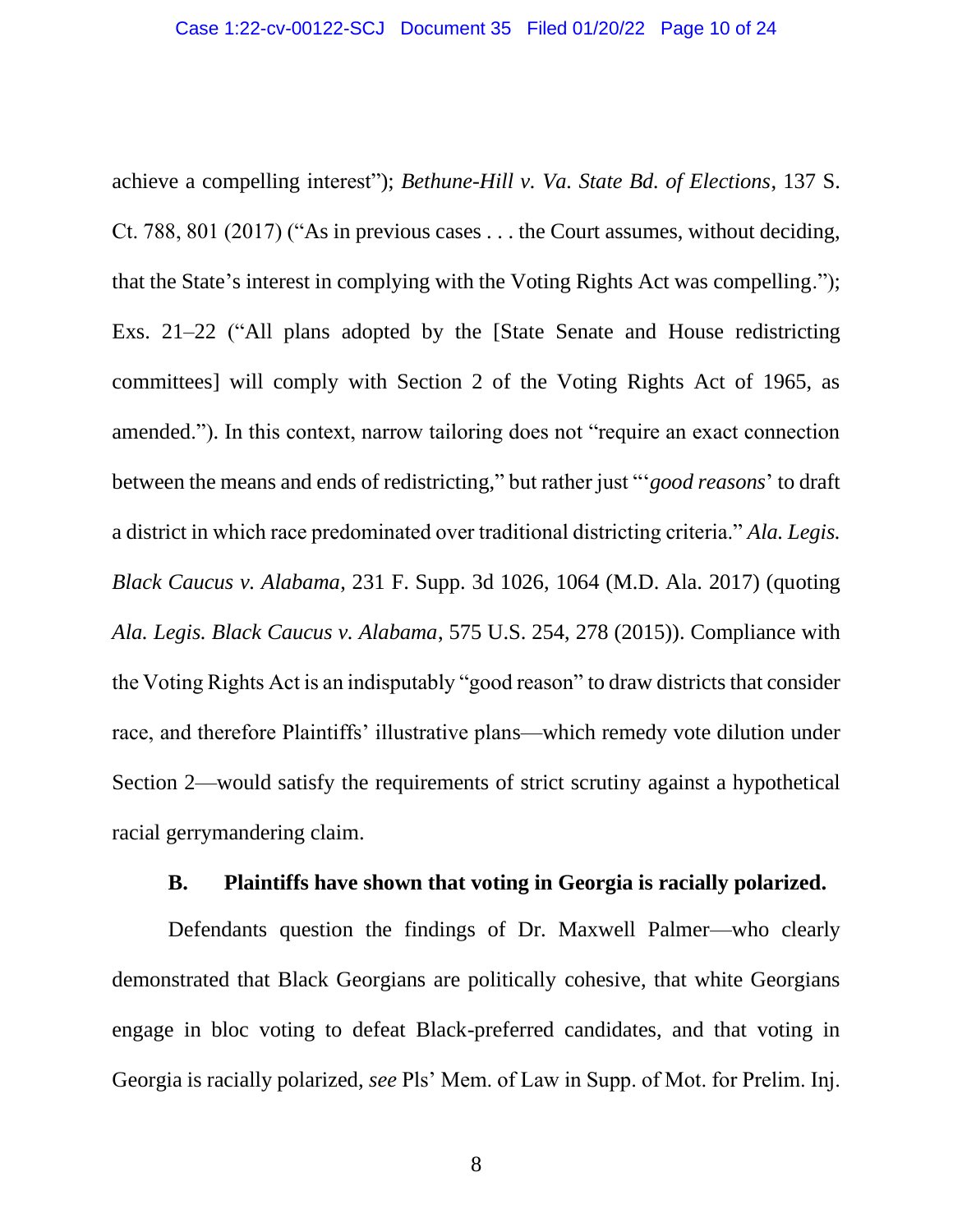achieve a compelling interest"); *Bethune-Hill v. Va. State Bd. of Elections*, 137 S. Ct. 788, 801 (2017) ("As in previous cases . . . the Court assumes, without deciding, that the State's interest in complying with the Voting Rights Act was compelling."); Exs. 21–22 ("All plans adopted by the [State Senate and House redistricting committees] will comply with Section 2 of the Voting Rights Act of 1965, as amended."). In this context, narrow tailoring does not "require an exact connection between the means and ends of redistricting," but rather just "'*good reasons*' to draft a district in which race predominated over traditional districting criteria." *Ala. Legis. Black Caucus v. Alabama*, 231 F. Supp. 3d 1026, 1064 (M.D. Ala. 2017) (quoting *Ala. Legis. Black Caucus v. Alabama*, 575 U.S. 254, 278 (2015)). Compliance with the Voting Rights Act is an indisputably "good reason" to draw districts that consider race, and therefore Plaintiffs' illustrative plans—which remedy vote dilution under Section 2—would satisfy the requirements of strict scrutiny against a hypothetical racial gerrymandering claim.

### B. Plaintiffs have shown that voting in Georgia is racially polarized.

Defendants question the findings of Dr. Maxwell Palmer—who clearly demonstrated that Black Georgians are politically cohesive, that white Georgians engage in bloc voting to defeat Black-preferred candidates, and that voting in Georgia is racially polarized, *see* Pls' Mem. of Law in Supp. of Mot. for Prelim. Inj.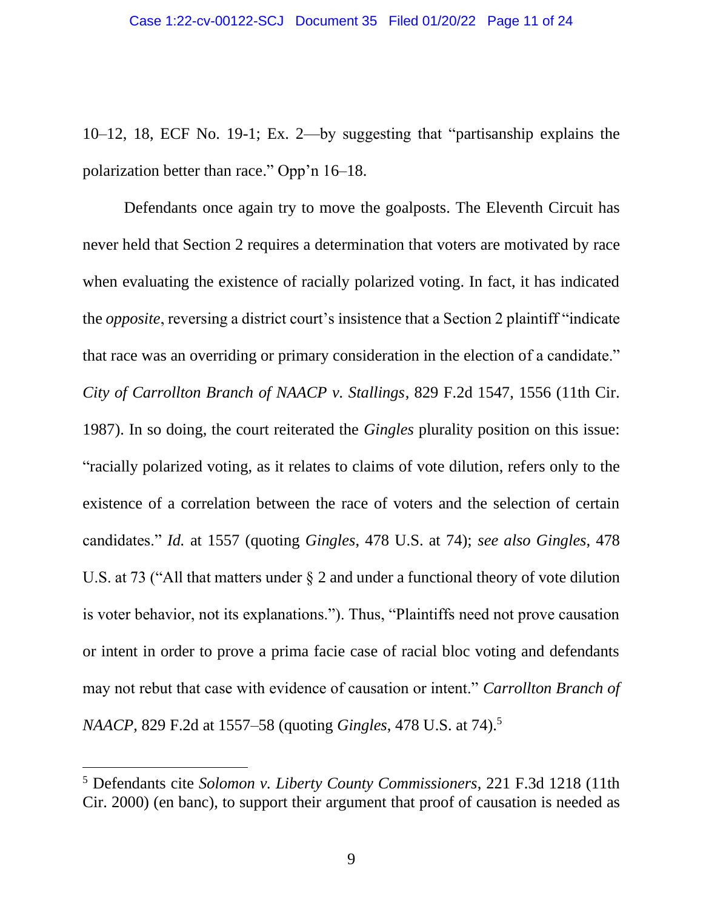10–12, 18, ECF No. 19-1; Ex. 2—by suggesting that "partisanship explains the polarization better than race." Opp'n 16–18.

Defendants once again try to move the goalposts. The Eleventh Circuit has never held that Section 2 requires a determination that voters are motivated by race when evaluating the existence of racially polarized voting. In fact, it has indicated the *opposite*, reversing a district court's insistence that a Section 2 plaintiff "indicate that race was an overriding or primary consideration in the election of a candidate." *City of Carrollton Branch of NAACP v. Stallings*, 829 F.2d 1547, 1556 (11th Cir. 1987). In so doing, the court reiterated the *Gingles* plurality position on this issue: "racially polarized voting, as it relates to claims of vote dilution, refers only to the existence of a correlation between the race of voters and the selection of certain candidates." *Id.* at 1557 (quoting *Gingles*, 478 U.S. at 74); *see also Gingles*, 478 U.S. at 73 ("All that matters under § 2 and under a functional theory of vote dilution is voter behavior, not its explanations."). Thus, "Plaintiffs need not prove causation or intent in order to prove a prima facie case of racial bloc voting and defendants may not rebut that case with evidence of causation or intent." *Carrollton Branch of NAACP*, 829 F.2d at 1557–58 (quoting *Gingles*, 478 U.S. at 74).[5]

[5] Defendants cite *Solomon v. Liberty County Commissioners*, 221 F.3d 1218 (11th Cir. 2000) (en banc), to support their argument that proof of causation is needed as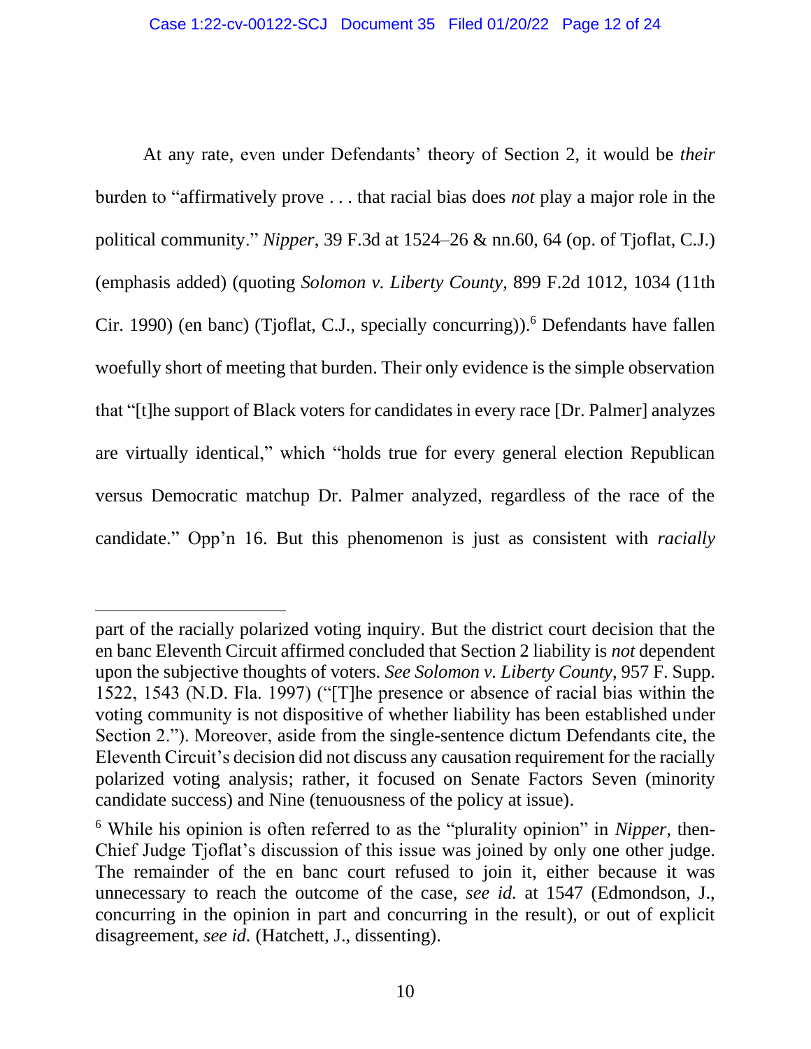At any rate, even under Defendants' theory of Section 2, it would be *their* burden to "affirmatively prove . . . that racial bias does *not* play a major role in the political community." *Nipper*, 39 F.3d at 1524–26 & nn.60, 64 (op. of Tjoflat, C.J.) (emphasis added) (quoting *Solomon v. Liberty County*, 899 F.2d 1012, 1034 (11th Cir. 1990) (en banc) (Tjoflat, C.J., specially concurring)).[6] Defendants have fallen woefully short of meeting that burden. Their only evidence is the simple observation that "[t]he support of Black voters for candidates in every race [Dr. Palmer] analyzes are virtually identical," which "holds true for every general election Republican versus Democratic matchup Dr. Palmer analyzed, regardless of the race of the candidate." Opp'n 16. But this phenomenon is just as consistent with *racially*

---

part of the racially polarized voting inquiry. But the district court decision that the en banc Eleventh Circuit affirmed concluded that Section 2 liability is *not* dependent upon the subjective thoughts of voters. *See Solomon v. Liberty County*, 957 F. Supp. 1522, 1543 (N.D. Fla. 1997) ("[T]he presence or absence of racial bias within the voting community is not dispositive of whether liability has been established under Section 2."). Moreover, aside from the single-sentence dictum Defendants cite, the Eleventh Circuit's decision did not discuss any causation requirement for the racially polarized voting analysis; rather, it focused on Senate Factors Seven (minority candidate success) and Nine (tenuousness of the policy at issue).

[6] While his opinion is often referred to as the "plurality opinion" in *Nipper*, then-Chief Judge Tjoflat's discussion of this issue was joined by only one other judge. The remainder of the en banc court refused to join it, either because it was unnecessary to reach the outcome of the case, *see id.* at 1547 (Edmondson, J., concurring in the opinion in part and concurring in the result), or out of explicit disagreement, *see id.* (Hatchett, J., dissenting).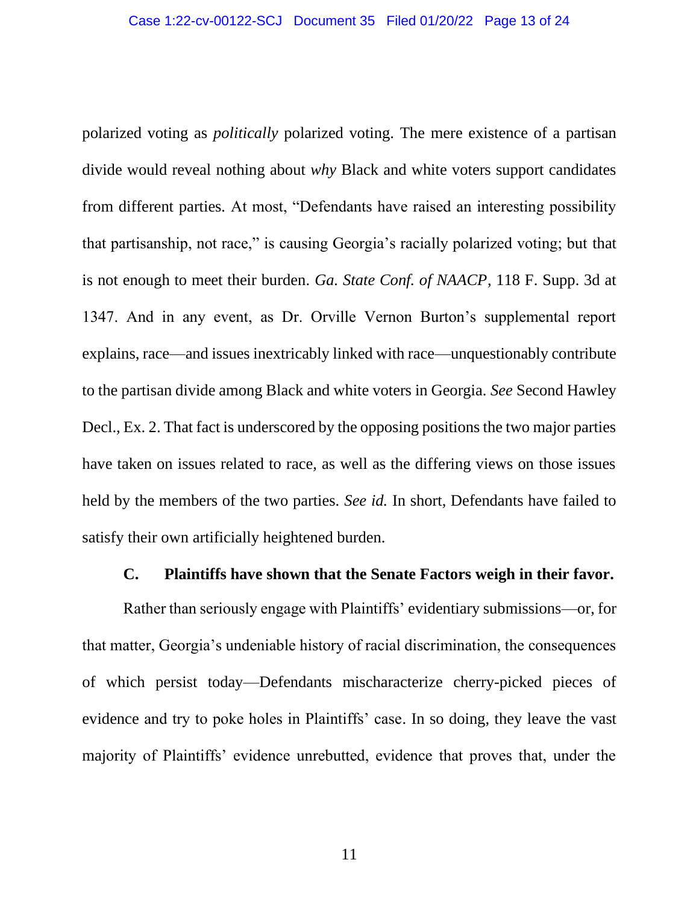polarized voting as *politically* polarized voting. The mere existence of a partisan divide would reveal nothing about *why* Black and white voters support candidates from different parties. At most, "Defendants have raised an interesting possibility that partisanship, not race," is causing Georgia's racially polarized voting; but that is not enough to meet their burden. *Ga. State Conf. of NAACP*, 118 F. Supp. 3d at 1347. And in any event, as Dr. Orville Vernon Burton's supplemental report explains, race—and issues inextricably linked with race—unquestionably contribute to the partisan divide among Black and white voters in Georgia. *See* Second Hawley Decl., Ex. 2. That fact is underscored by the opposing positions the two major parties have taken on issues related to race, as well as the differing views on those issues held by the members of the two parties. *See id.* In short, Defendants have failed to satisfy their own artificially heightened burden.

### C. Plaintiffs have shown that the Senate Factors weigh in their favor.

Rather than seriously engage with Plaintiffs' evidentiary submissions—or, for that matter, Georgia's undeniable history of racial discrimination, the consequences of which persist today—Defendants mischaracterize cherry-picked pieces of evidence and try to poke holes in Plaintiffs' case. In so doing, they leave the vast majority of Plaintiffs' evidence unrebutted, evidence that proves that, under the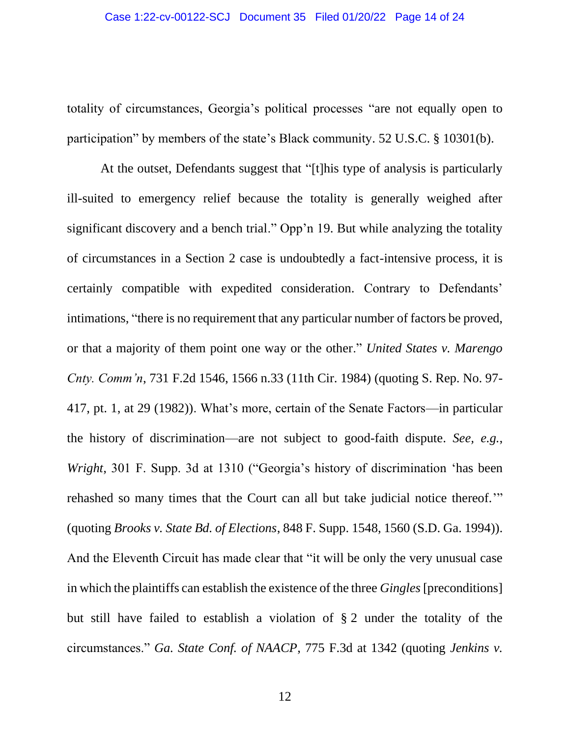totality of circumstances, Georgia's political processes "are not equally open to participation" by members of the state's Black community. 52 U.S.C. § 10301(b).

At the outset, Defendants suggest that "[t]his type of analysis is particularly ill-suited to emergency relief because the totality is generally weighed after significant discovery and a bench trial." Opp'n 19. But while analyzing the totality of circumstances in a Section 2 case is undoubtedly a fact-intensive process, it is certainly compatible with expedited consideration. Contrary to Defendants' intimations, "there is no requirement that any particular number of factors be proved, or that a majority of them point one way or the other." *United States v. Marengo Cnty. Comm'n*, 731 F.2d 1546, 1566 n.33 (11th Cir. 1984) (quoting S. Rep. No. 97-417, pt. 1, at 29 (1982)). What's more, certain of the Senate Factors—in particular the history of discrimination—are not subject to good-faith dispute. *See, e.g.*, *Wright*, 301 F. Supp. 3d at 1310 ("Georgia's history of discrimination 'has been rehashed so many times that the Court can all but take judicial notice thereof.'" (quoting *Brooks v. State Bd. of Elections*, 848 F. Supp. 1548, 1560 (S.D. Ga. 1994)). And the Eleventh Circuit has made clear that "it will be only the very unusual case in which the plaintiffs can establish the existence of the three *Gingles* [preconditions] but still have failed to establish a violation of § 2 under the totality of the circumstances." *Ga. State Conf. of NAACP*, 775 F.3d at 1342 (quoting *Jenkins v.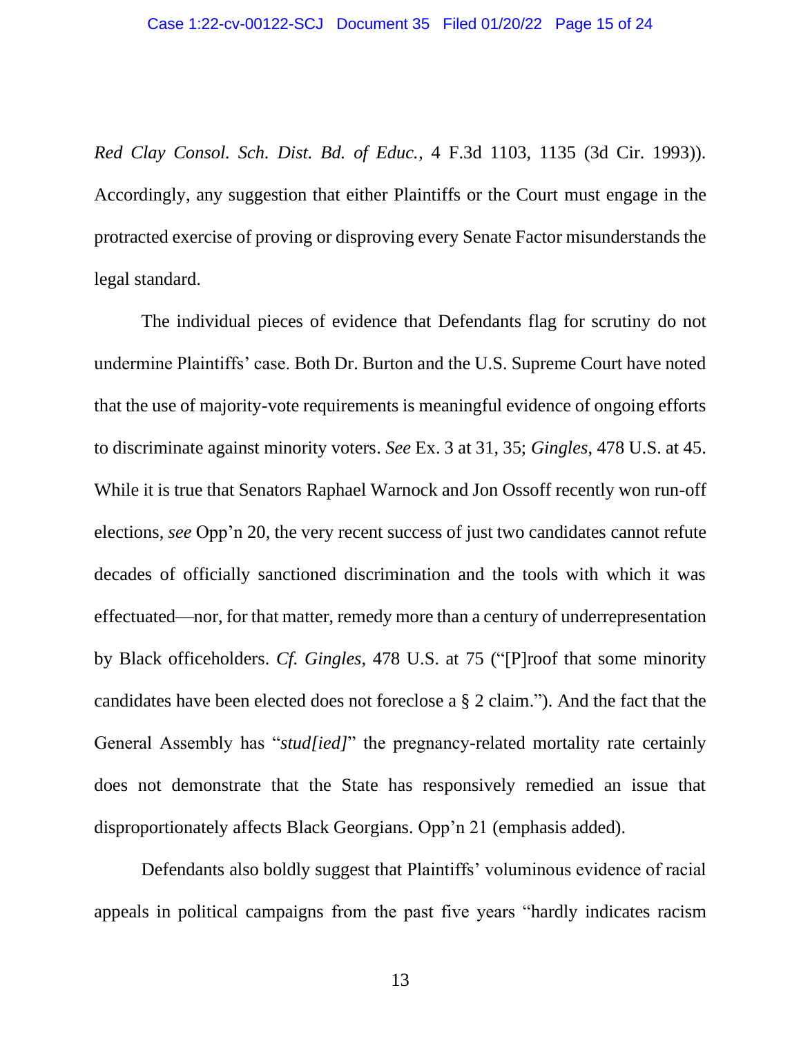*Red Clay Consol. Sch. Dist. Bd. of Educ.*, 4 F.3d 1103, 1135 (3d Cir. 1993)). Accordingly, any suggestion that either Plaintiffs or the Court must engage in the protracted exercise of proving or disproving every Senate Factor misunderstands the legal standard.

The individual pieces of evidence that Defendants flag for scrutiny do not undermine Plaintiffs' case. Both Dr. Burton and the U.S. Supreme Court have noted that the use of majority-vote requirements is meaningful evidence of ongoing efforts to discriminate against minority voters. *See* Ex. 3 at 31, 35; *Gingles*, 478 U.S. at 45. While it is true that Senators Raphael Warnock and Jon Ossoff recently won run-off elections, *see* Opp'n 20, the very recent success of just two candidates cannot refute decades of officially sanctioned discrimination and the tools with which it was effectuated—nor, for that matter, remedy more than a century of underrepresentation by Black officeholders. *Cf. Gingles*, 478 U.S. at 75 ("[P]roof that some minority candidates have been elected does not foreclose a § 2 claim."). And the fact that the General Assembly has "*stud[ied]*" the pregnancy-related mortality rate certainly does not demonstrate that the State has responsively remedied an issue that disproportionately affects Black Georgians. Opp'n 21 (emphasis added).

Defendants also boldly suggest that Plaintiffs' voluminous evidence of racial appeals in political campaigns from the past five years "hardly indicates racism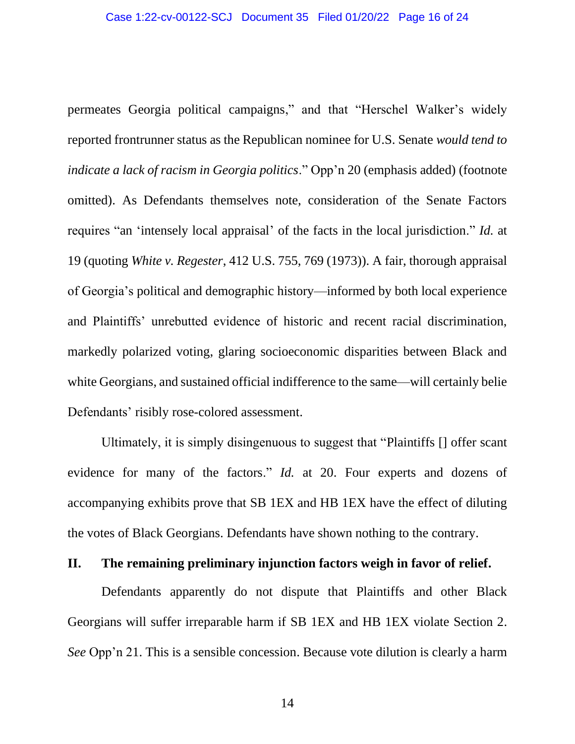permeates Georgia political campaigns," and that "Herschel Walker's widely reported frontrunner status as the Republican nominee for U.S. Senate *would tend to indicate a lack of racism in Georgia politics*." Opp'n 20 (emphasis added) (footnote omitted). As Defendants themselves note, consideration of the Senate Factors requires "an 'intensely local appraisal' of the facts in the local jurisdiction." *Id.* at 19 (quoting *White v. Regester*, 412 U.S. 755, 769 (1973)). A fair, thorough appraisal of Georgia's political and demographic history—informed by both local experience and Plaintiffs' unrebutted evidence of historic and recent racial discrimination, markedly polarized voting, glaring socioeconomic disparities between Black and white Georgians, and sustained official indifference to the same—will certainly belie Defendants' risibly rose-colored assessment.

Ultimately, it is simply disingenuous to suggest that "Plaintiffs [] offer scant evidence for many of the factors." *Id.* at 20. Four experts and dozens of accompanying exhibits prove that SB 1EX and HB 1EX have the effect of diluting the votes of Black Georgians. Defendants have shown nothing to the contrary.

## II. The remaining preliminary injunction factors weigh in favor of relief.

Defendants apparently do not dispute that Plaintiffs and other Black Georgians will suffer irreparable harm if SB 1EX and HB 1EX violate Section 2. *See* Opp'n 21. This is a sensible concession. Because vote dilution is clearly a harm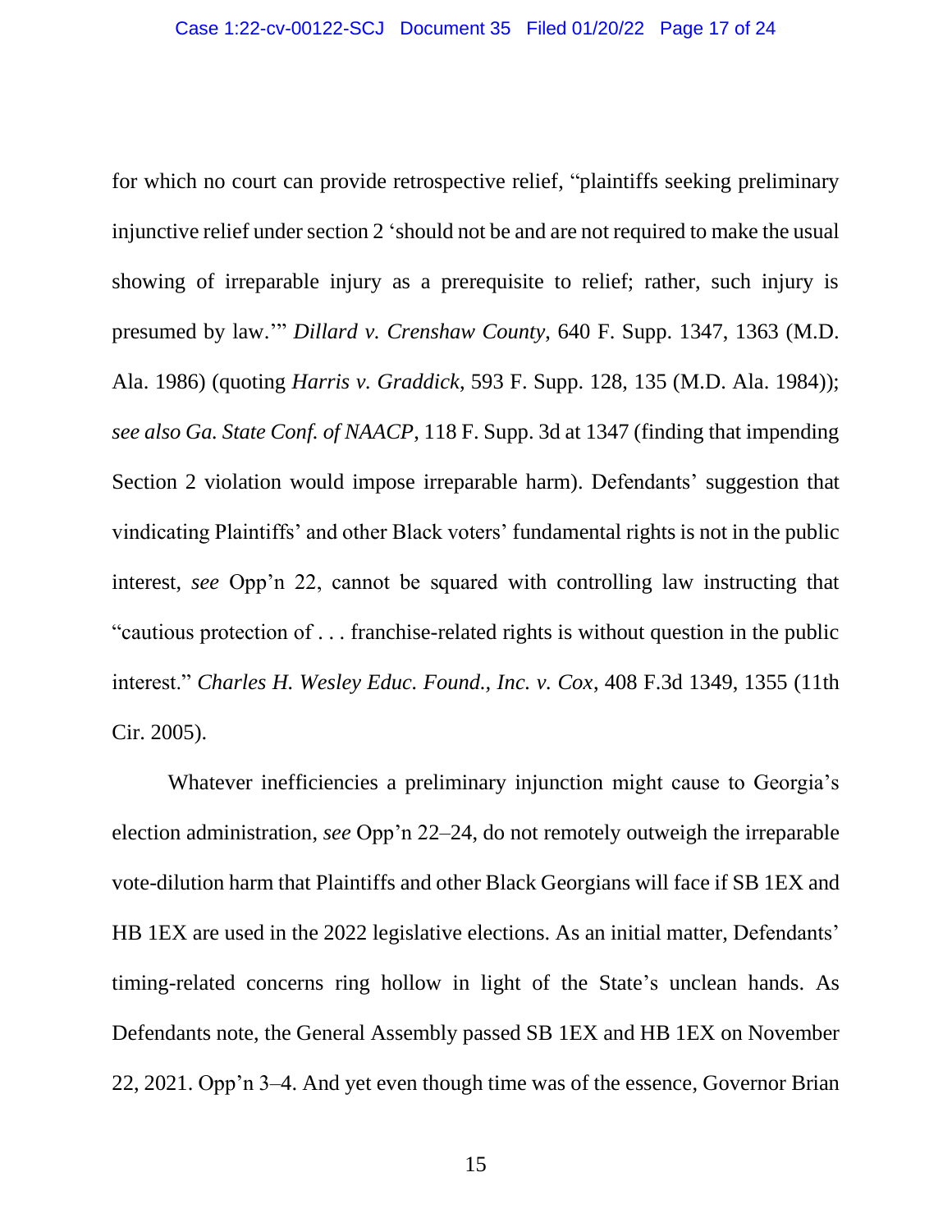for which no court can provide retrospective relief, "plaintiffs seeking preliminary injunctive relief under section 2 'should not be and are not required to make the usual showing of irreparable injury as a prerequisite to relief; rather, such injury is presumed by law.'" *Dillard v. Crenshaw County*, 640 F. Supp. 1347, 1363 (M.D. Ala. 1986) (quoting *Harris v. Graddick*, 593 F. Supp. 128, 135 (M.D. Ala. 1984)); *see also Ga. State Conf. of NAACP*, 118 F. Supp. 3d at 1347 (finding that impending Section 2 violation would impose irreparable harm). Defendants' suggestion that vindicating Plaintiffs' and other Black voters' fundamental rights is not in the public interest, *see* Opp'n 22, cannot be squared with controlling law instructing that "cautious protection of . . . franchise-related rights is without question in the public interest." *Charles H. Wesley Educ. Found., Inc. v. Cox*, 408 F.3d 1349, 1355 (11th Cir. 2005).

Whatever inefficiencies a preliminary injunction might cause to Georgia's election administration, *see* Opp'n 22–24, do not remotely outweigh the irreparable vote-dilution harm that Plaintiffs and other Black Georgians will face if SB 1EX and HB 1EX are used in the 2022 legislative elections. As an initial matter, Defendants' timing-related concerns ring hollow in light of the State's unclean hands. As Defendants note, the General Assembly passed SB 1EX and HB 1EX on November 22, 2021. Opp'n 3–4. And yet even though time was of the essence, Governor Brian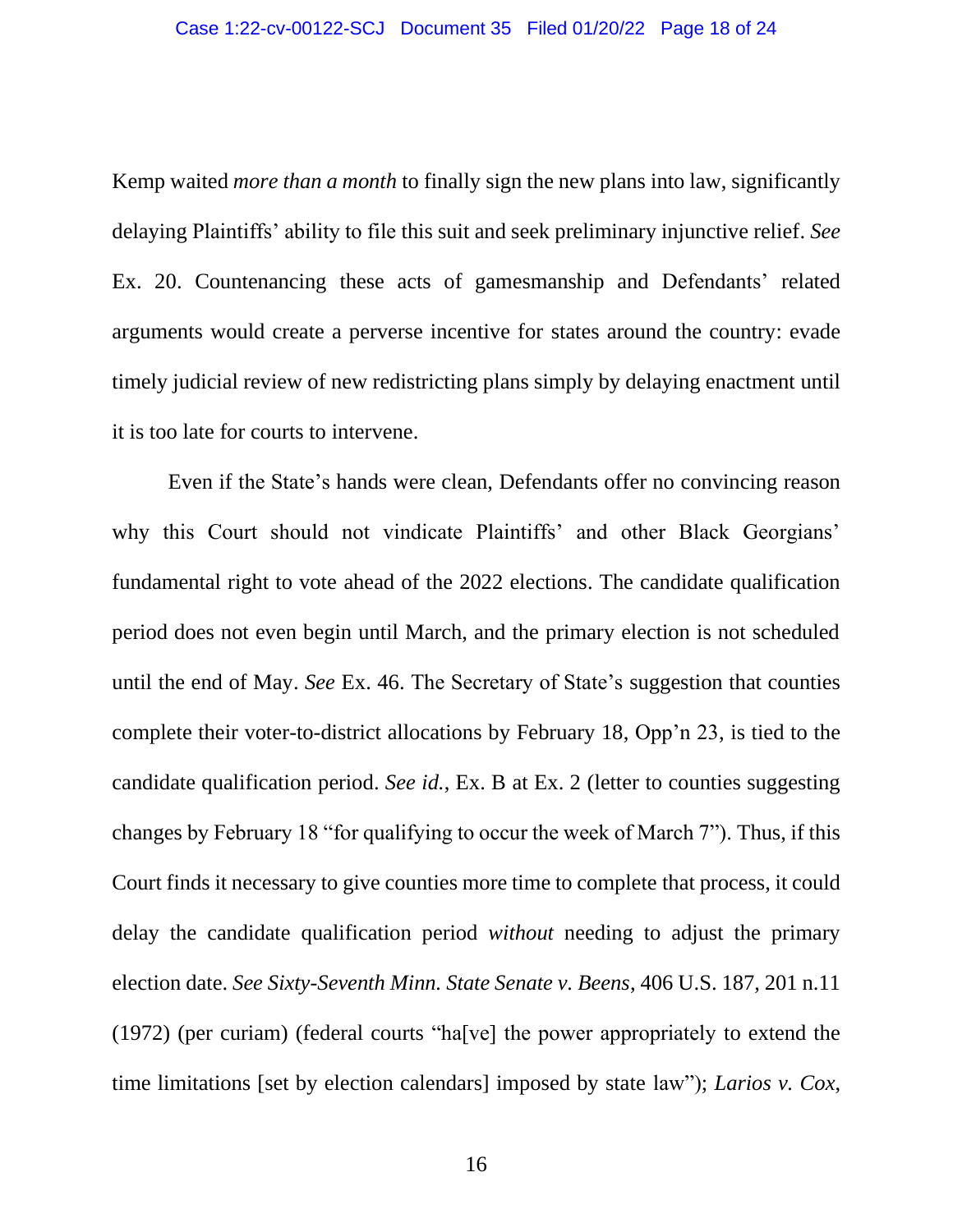Kemp waited *more than a month* to finally sign the new plans into law, significantly delaying Plaintiffs' ability to file this suit and seek preliminary injunctive relief. *See* Ex. 20. Countenancing these acts of gamesmanship and Defendants' related arguments would create a perverse incentive for states around the country: evade timely judicial review of new redistricting plans simply by delaying enactment until it is too late for courts to intervene.

Even if the State's hands were clean, Defendants offer no convincing reason why this Court should not vindicate Plaintiffs' and other Black Georgians' fundamental right to vote ahead of the 2022 elections. The candidate qualification period does not even begin until March, and the primary election is not scheduled until the end of May. *See* Ex. 46. The Secretary of State's suggestion that counties complete their voter-to-district allocations by February 18, Opp'n 23, is tied to the candidate qualification period. *See id.*, Ex. B at Ex. 2 (letter to counties suggesting changes by February 18 "for qualifying to occur the week of March 7"). Thus, if this Court finds it necessary to give counties more time to complete that process, it could delay the candidate qualification period *without* needing to adjust the primary election date. *See Sixty-Seventh Minn. State Senate v. Beens*, 406 U.S. 187, 201 n.11 (1972) (per curiam) (federal courts "ha[ve] the power appropriately to extend the time limitations [set by election calendars] imposed by state law"); *Larios v. Cox*,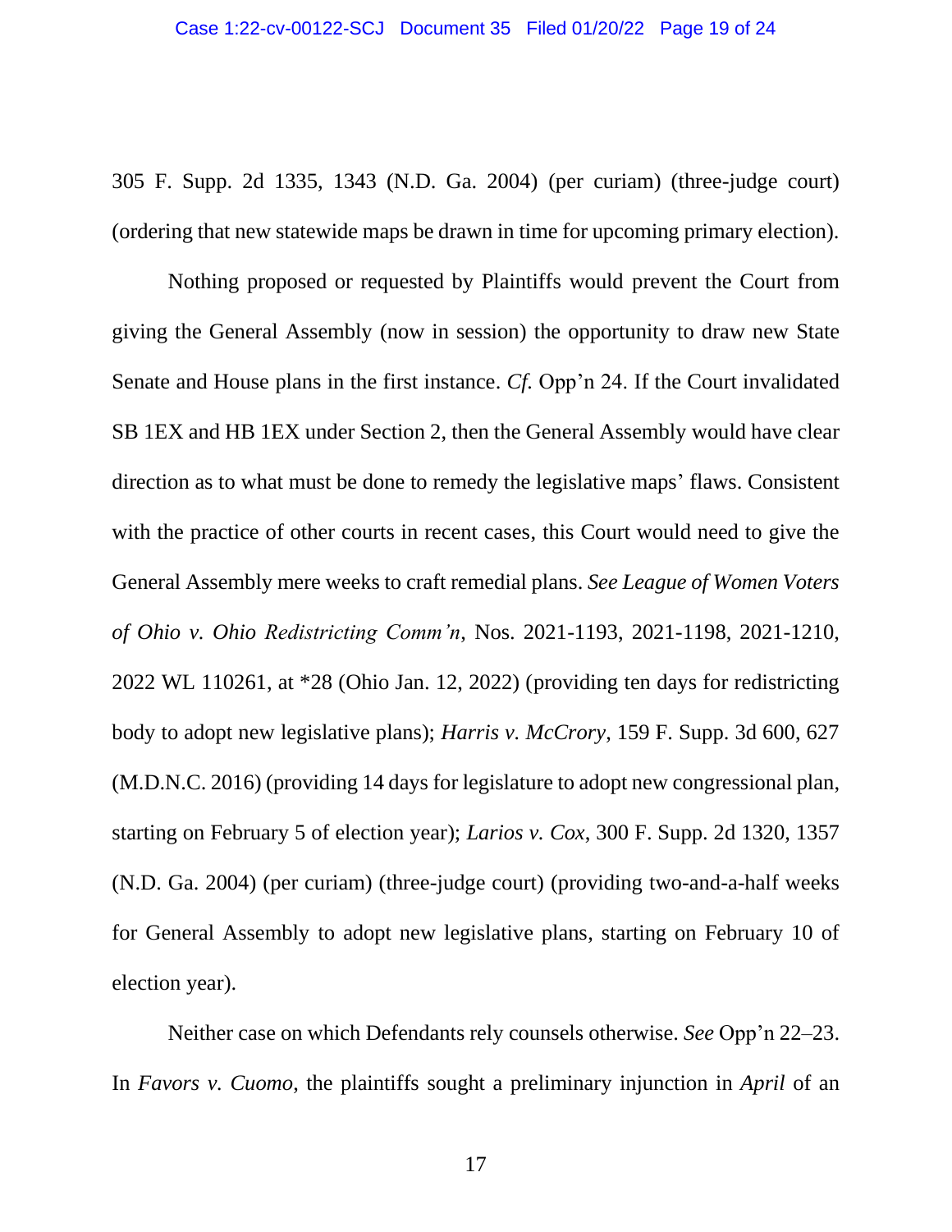305 F. Supp. 2d 1335, 1343 (N.D. Ga. 2004) (per curiam) (three-judge court) (ordering that new statewide maps be drawn in time for upcoming primary election).

Nothing proposed or requested by Plaintiffs would prevent the Court from giving the General Assembly (now in session) the opportunity to draw new State Senate and House plans in the first instance. *Cf.* Opp'n 24. If the Court invalidated SB 1EX and HB 1EX under Section 2, then the General Assembly would have clear direction as to what must be done to remedy the legislative maps' flaws. Consistent with the practice of other courts in recent cases, this Court would need to give the General Assembly mere weeks to craft remedial plans. *See League of Women Voters of Ohio v. Ohio Redistricting Comm'n*, Nos. 2021-1193, 2021-1198, 2021-1210, 2022 WL 110261, at *28 (Ohio Jan. 12, 2022) (providing ten days for redistricting body to adopt new legislative plans); *Harris v. McCrory*, 159 F. Supp. 3d 600, 627 (M.D.N.C. 2016) (providing 14 days for legislature to adopt new congressional plan, starting on February 5 of election year); *Larios v. Cox*, 300 F. Supp. 2d 1320, 1357 (N.D. Ga. 2004) (per curiam) (three-judge court) (providing two-and-a-half weeks for General Assembly to adopt new legislative plans, starting on February 10 of election year).

Neither case on which Defendants rely counsels otherwise. *See* Opp'n 22–23. In *Favors v. Cuomo*, the plaintiffs sought a preliminary injunction in *April* of an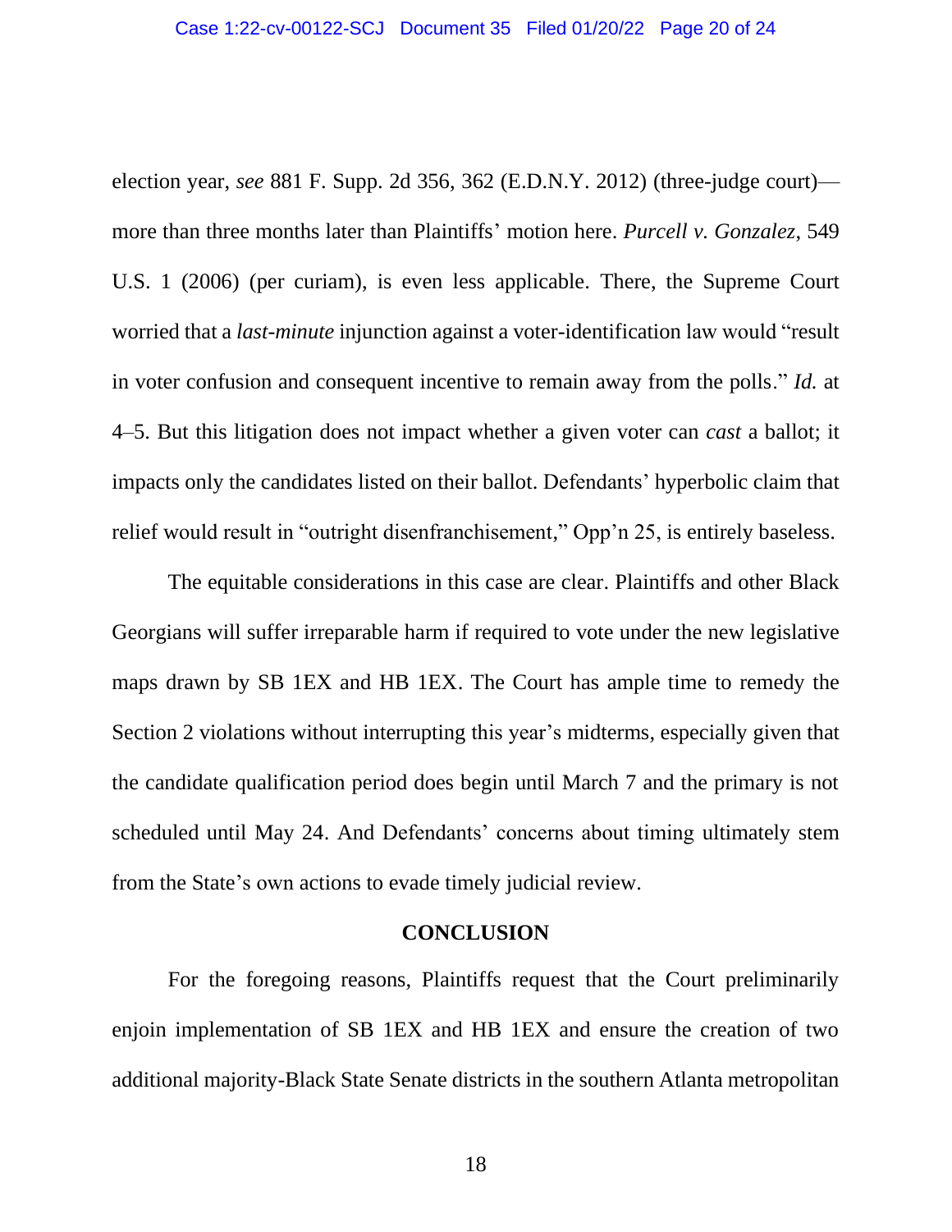election year, *see* 881 F. Supp. 2d 356, 362 (E.D.N.Y. 2012) (three-judge court)—more than three months later than Plaintiffs' motion here. *Purcell v. Gonzalez*, 549 U.S. 1 (2006) (per curiam), is even less applicable. There, the Supreme Court worried that a *last-minute* injunction against a voter-identification law would "result in voter confusion and consequent incentive to remain away from the polls." *Id.* at 4–5. But this litigation does not impact whether a given voter can *cast* a ballot; it impacts only the candidates listed on their ballot. Defendants' hyperbolic claim that relief would result in "outright disenfranchisement," Opp'n 25, is entirely baseless.

The equitable considerations in this case are clear. Plaintiffs and other Black Georgians will suffer irreparable harm if required to vote under the new legislative maps drawn by SB 1EX and HB 1EX. The Court has ample time to remedy the Section 2 violations without interrupting this year's midterms, especially given that the candidate qualification period does begin until March 7 and the primary is not scheduled until May 24. And Defendants' concerns about timing ultimately stem from the State's own actions to evade timely judicial review.

## CONCLUSION

For the foregoing reasons, Plaintiffs request that the Court preliminarily enjoin implementation of SB 1EX and HB 1EX and ensure the creation of two additional majority-Black State Senate districts in the southern Atlanta metropolitan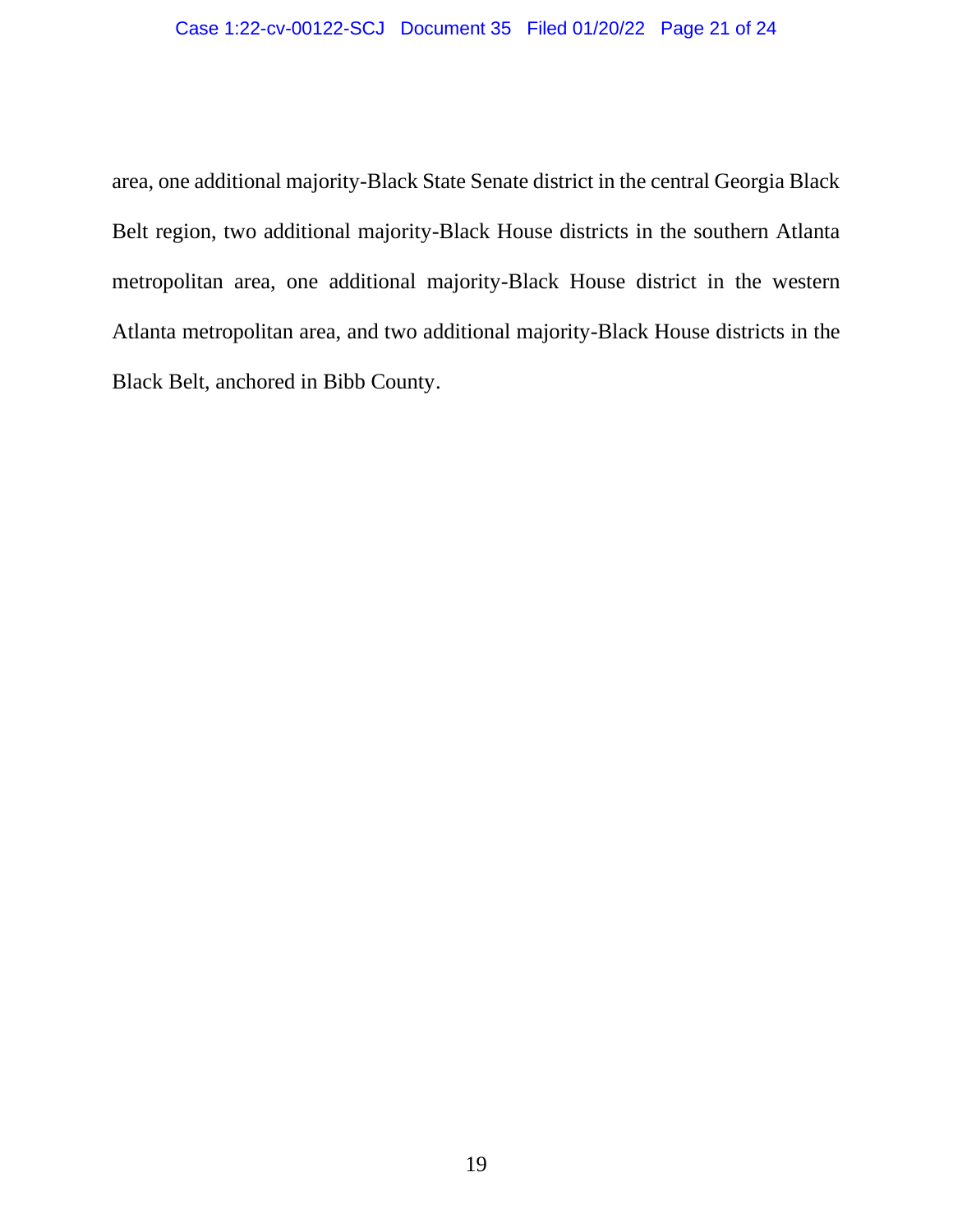area, one additional majority-Black State Senate district in the central Georgia Black Belt region, two additional majority-Black House districts in the southern Atlanta metropolitan area, one additional majority-Black House district in the western Atlanta metropolitan area, and two additional majority-Black House districts in the Black Belt, anchored in Bibb County.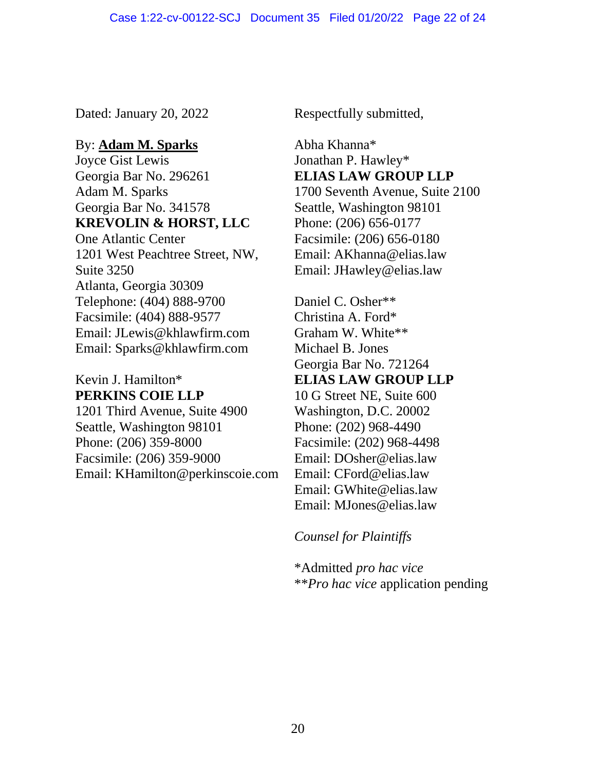Dated: January 20, 2022

By: **Adam M. Sparks**
Joyce Gist Lewis
Georgia Bar No. 296261
Adam M. Sparks
Georgia Bar No. 341578
**KREVOLIN & HORST, LLC**
One Atlantic Center
1201 West Peachtree Street, NW,
Suite 3250
Atlanta, Georgia 30309
Telephone: (404) 888-9700
Facsimile: (404) 888-9577
Email: JLewis@khlawfirm.com
Email: Sparks@khlawfirm.com

Kevin J. Hamilton*
**PERKINS COIE LLP**
1201 Third Avenue, Suite 4900
Seattle, Washington 98101
Phone: (206) 359-8000
Facsimile: (206) 359-9000
Email: KHamilton@perkinscoie.com

Respectfully submitted,

Abha Khanna*
Jonathan P. Hawley*
**ELIAS LAW GROUP LLP**
1700 Seventh Avenue, Suite 2100
Seattle, Washington 98101
Phone: (206) 656-0177
Facsimile: (206) 656-0180
Email: AKhanna@elias.law
Email: JHawley@elias.law

Daniel C. Osher**
Christina A. Ford*
Graham W. White**
Michael B. Jones
Georgia Bar No. 721264
**ELIAS LAW GROUP LLP**
10 G Street NE, Suite 600
Washington, D.C. 20002
Phone: (202) 968-4490
Facsimile: (202) 968-4498
Email: DOsher@elias.law
Email: CFord@elias.law
Email: GWhite@elias.law
Email: MJones@elias.law

*Counsel for Plaintiffs*

*Admitted *pro hac vice*
***Pro hac vice* application pending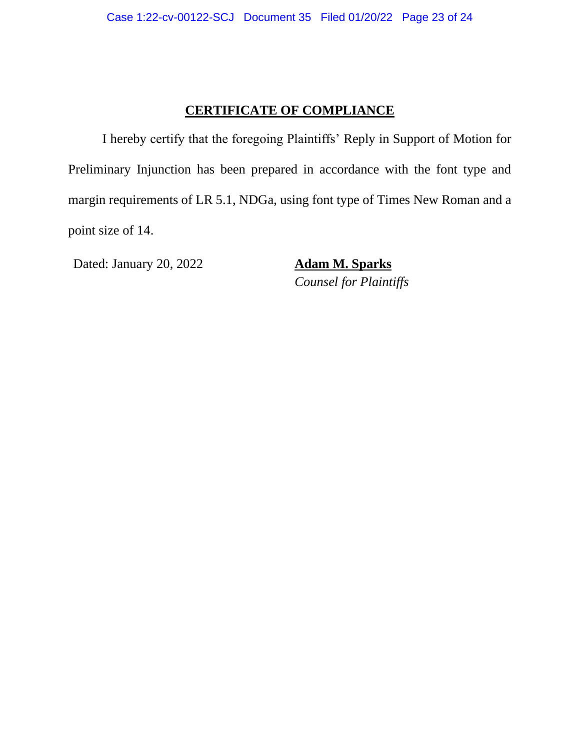# CERTIFICATE OF COMPLIANCE

I hereby certify that the foregoing Plaintiffs' Reply in Support of Motion for Preliminary Injunction has been prepared in accordance with the font type and margin requirements of LR 5.1, NDGa, using font type of Times New Roman and a point size of 14.

Dated: January 20, 2022

**Adam M. Sparks**
*Counsel for Plaintiffs*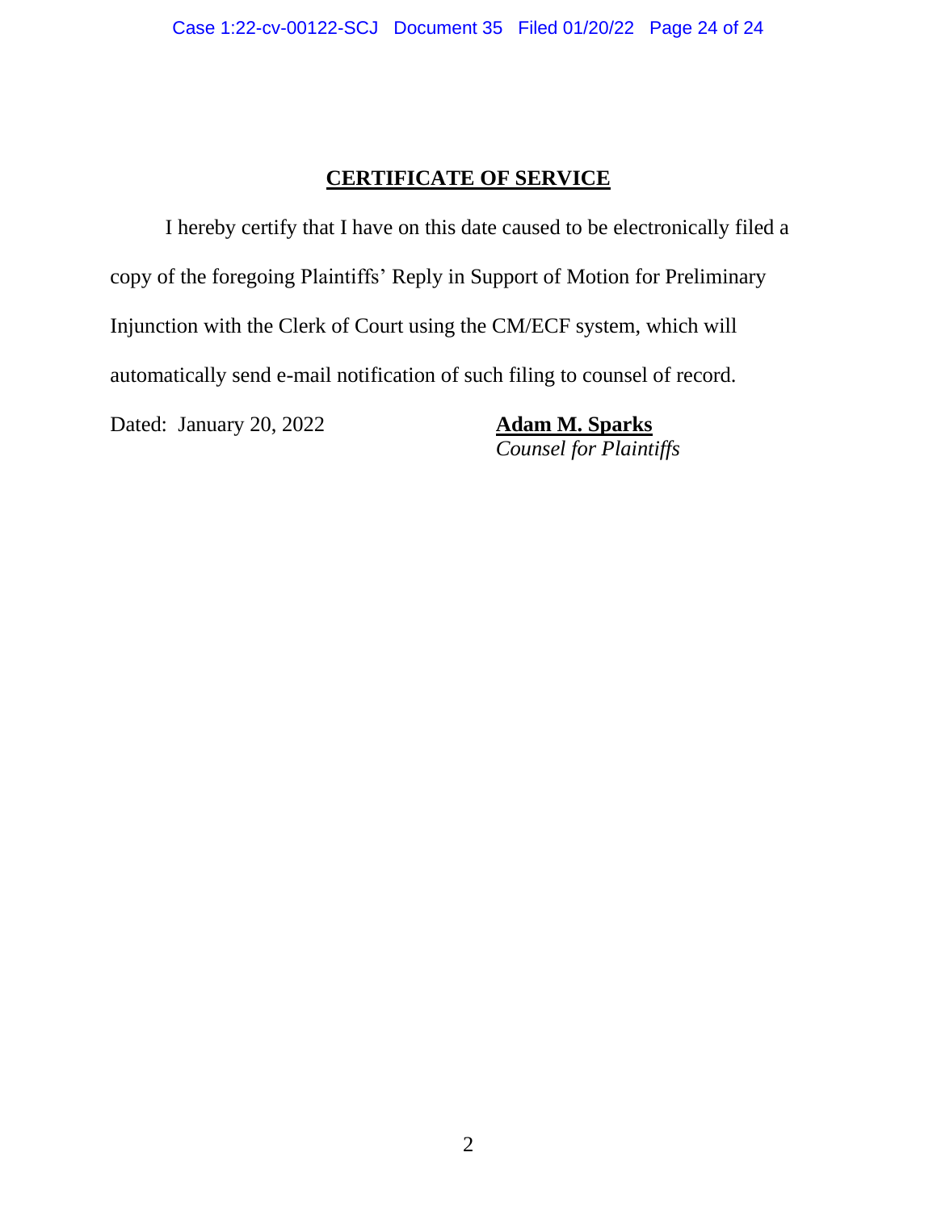## CERTIFICATE OF SERVICE

I hereby certify that I have on this date caused to be electronically filed a copy of the foregoing Plaintiffs' Reply in Support of Motion for Preliminary Injunction with the Clerk of Court using the CM/ECF system, which will automatically send e-mail notification of such filing to counsel of record.

Dated: January 20, 2022

**Adam M. Sparks**
*Counsel for Plaintiffs*